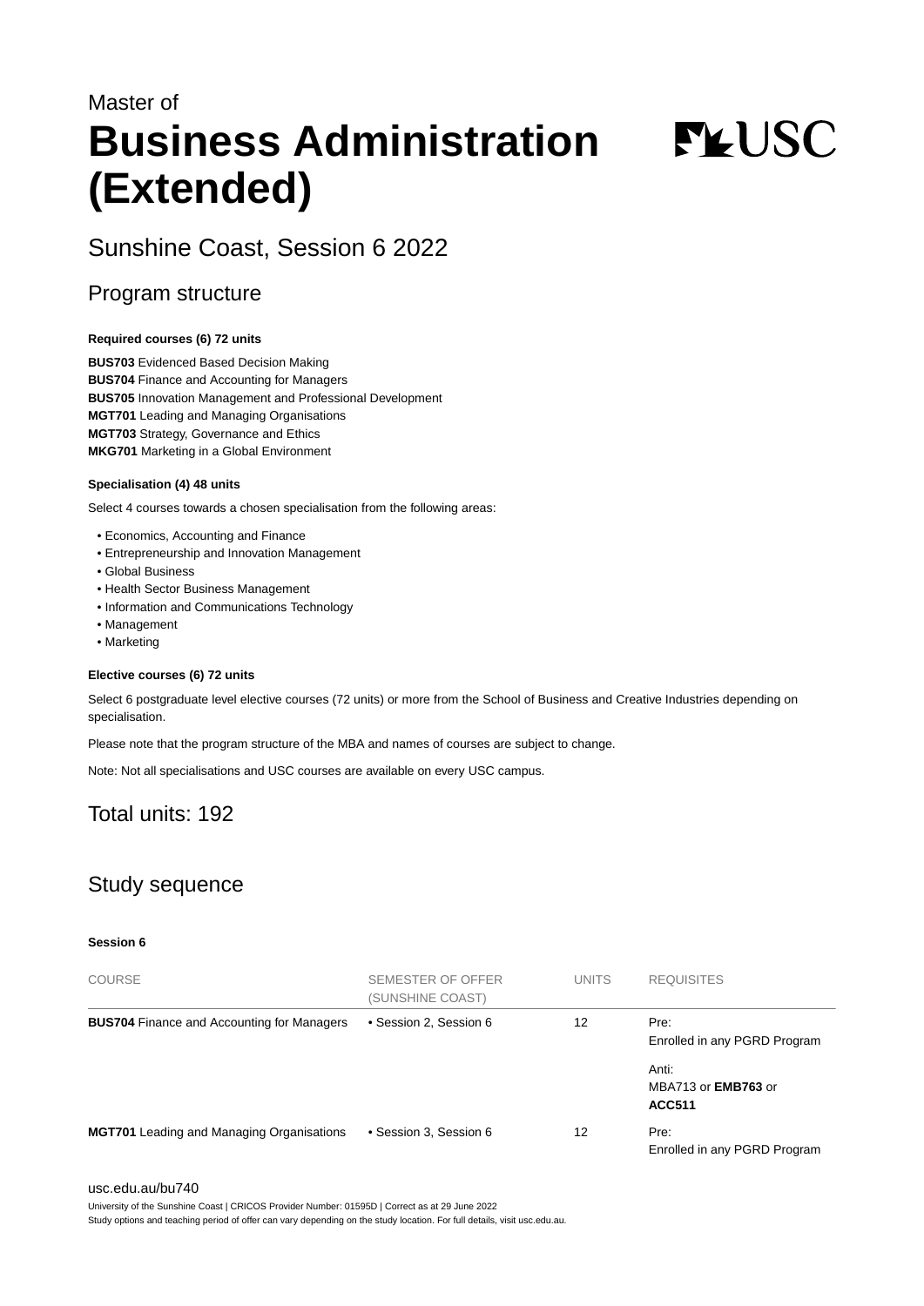Master of

# Business Administration (Extended)

## Sunshine Coast, Session 6 2022

## Program structure

**Required courses (6) 72 units**

**BUS703** Evidenced Based Decision Making
**BUS704** Finance and Accounting for Managers
**BUS705** Innovation Management and Professional Development
**MGT701** Leading and Managing Organisations
**MGT703** Strategy, Governance and Ethics
**MKG701** Marketing in a Global Environment

**Specialisation (4) 48 units**

Select 4 courses towards a chosen specialisation from the following areas:

- Economics, Accounting and Finance
- Entrepreneurship and Innovation Management
- Global Business
- Health Sector Business Management
- Information and Communications Technology
- Management
- Marketing

**Elective courses (6) 72 units**

Select 6 postgraduate level elective courses (72 units) or more from the School of Business and Creative Industries depending on specialisation.

Please note that the program structure of the MBA and names of courses are subject to change.

Note: Not all specialisations and USC courses are available on every USC campus.

## Total units: 192

## Study sequence

**Session 6**

| COURSE | SEMESTER OF OFFER (SUNSHINE COAST) | UNITS | REQUISITES |
|---|---|---|---|
| **BUS704** Finance and Accounting for Managers | • Session 2, Session 6 | 12 | Pre: Enrolled in any PGRD Program<br><br>Anti: MBA713 or **EMB763** or **ACC511** |
| **MGT701** Leading and Managing Organisations | • Session 3, Session 6 | 12 | Pre: Enrolled in any PGRD Program |

usc.edu.au/bu740

University of the Sunshine Coast | CRICOS Provider Number: 01595D | Correct as at 29 June 2022
Study options and teaching period of offer can vary depending on the study location. For full details, visit usc.edu.au.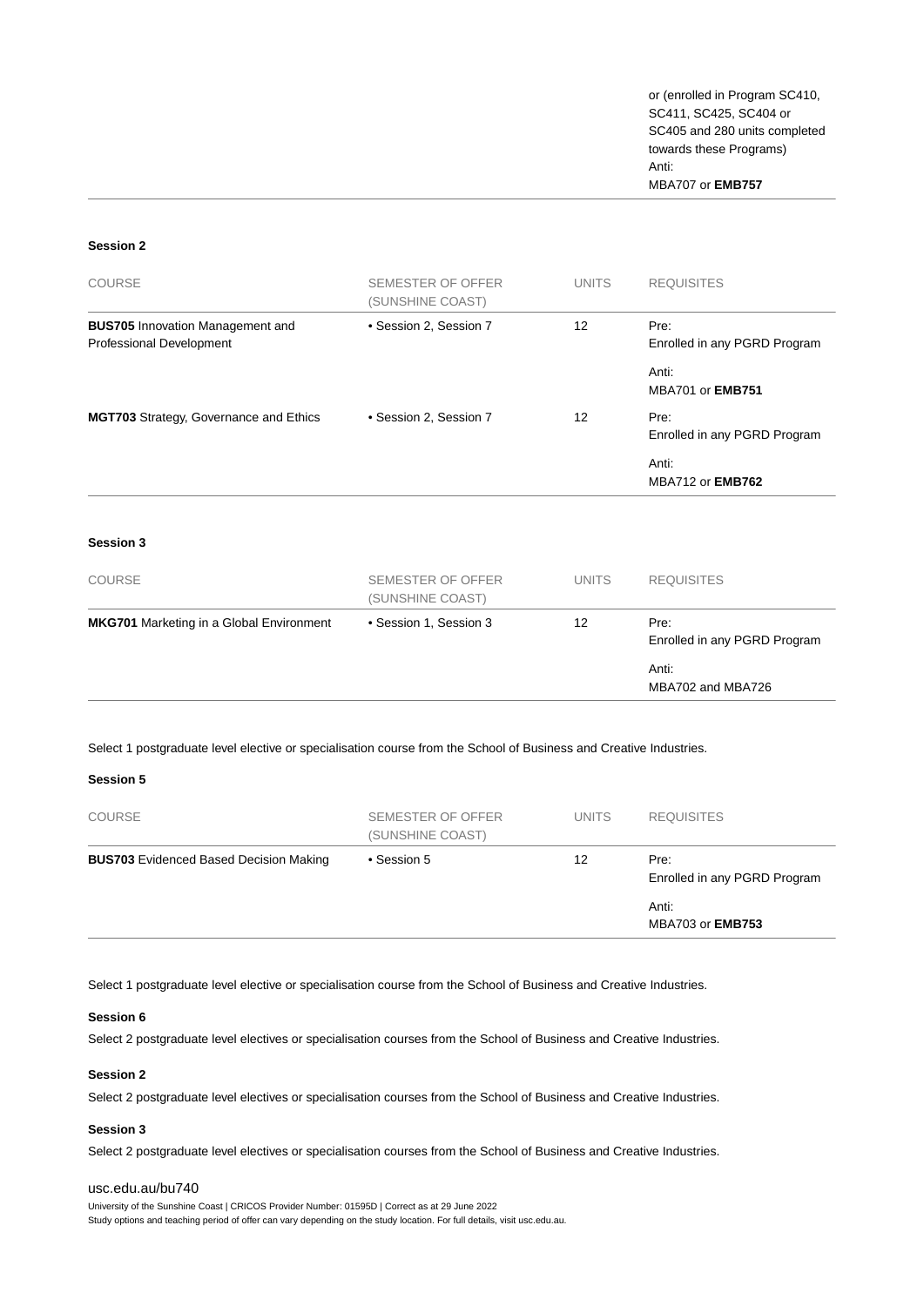| | | | or (enrolled in Program SC410, SC411, SC425, SC404 or SC405 and 280 units completed towards these Programs)<br>Anti:<br>MBA707 or **EMB757** |
|---|---|---|---|

**Session 2**

| COURSE | SEMESTER OF OFFER (SUNSHINE COAST) | UNITS | REQUISITES |
|---|---|---|---|
| **BUS705** Innovation Management and Professional Development | • Session 2, Session 7 | 12 | Pre:<br>Enrolled in any PGRD Program<br>Anti:<br>MBA701 or **EMB751** |
| **MGT703** Strategy, Governance and Ethics | • Session 2, Session 7 | 12 | Pre:<br>Enrolled in any PGRD Program<br>Anti:<br>MBA712 or **EMB762** |

**Session 3**

| COURSE | SEMESTER OF OFFER (SUNSHINE COAST) | UNITS | REQUISITES |
|---|---|---|---|
| **MKG701** Marketing in a Global Environment | • Session 1, Session 3 | 12 | Pre:<br>Enrolled in any PGRD Program<br>Anti:<br>MBA702 and MBA726 |

Select 1 postgraduate level elective or specialisation course from the School of Business and Creative Industries.

**Session 5**

| COURSE | SEMESTER OF OFFER (SUNSHINE COAST) | UNITS | REQUISITES |
|---|---|---|---|
| **BUS703** Evidenced Based Decision Making | • Session 5 | 12 | Pre:<br>Enrolled in any PGRD Program<br>Anti:<br>MBA703 or **EMB753** |

Select 1 postgraduate level elective or specialisation course from the School of Business and Creative Industries.

**Session 6**

Select 2 postgraduate level electives or specialisation courses from the School of Business and Creative Industries.

**Session 2**

Select 2 postgraduate level electives or specialisation courses from the School of Business and Creative Industries.

**Session 3**

Select 2 postgraduate level electives or specialisation courses from the School of Business and Creative Industries.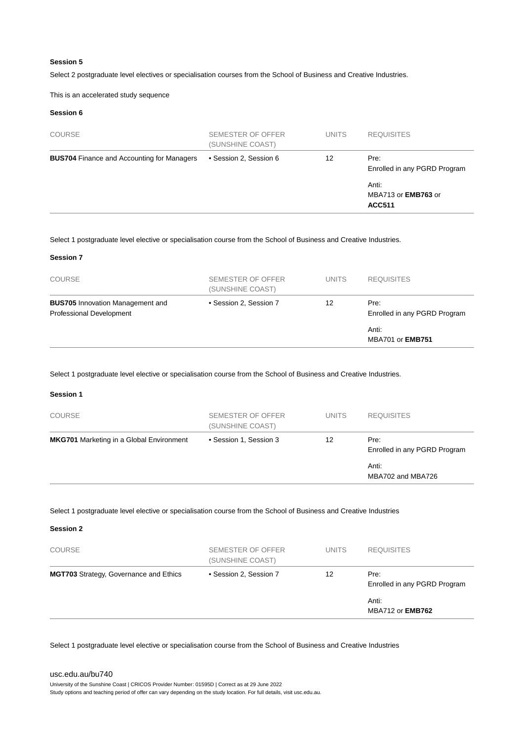**Session 5**

Select 2 postgraduate level electives or specialisation courses from the School of Business and Creative Industries.

This is an accelerated study sequence

**Session 6**

| COURSE | SEMESTER OF OFFER (SUNSHINE COAST) | UNITS | REQUISITES |
|---|---|---|---|
| **BUS704** Finance and Accounting for Managers | • Session 2, Session 6 | 12 | Pre: Enrolled in any PGRD Program<br><br>Anti: MBA713 or **EMB763** or **ACC511** |

Select 1 postgraduate level elective or specialisation course from the School of Business and Creative Industries.

**Session 7**

| COURSE | SEMESTER OF OFFER (SUNSHINE COAST) | UNITS | REQUISITES |
|---|---|---|---|
| **BUS705** Innovation Management and Professional Development | • Session 2, Session 7 | 12 | Pre: Enrolled in any PGRD Program<br><br>Anti: MBA701 or **EMB751** |

Select 1 postgraduate level elective or specialisation course from the School of Business and Creative Industries.

**Session 1**

| COURSE | SEMESTER OF OFFER (SUNSHINE COAST) | UNITS | REQUISITES |
|---|---|---|---|
| **MKG701** Marketing in a Global Environment | • Session 1, Session 3 | 12 | Pre: Enrolled in any PGRD Program<br><br>Anti: MBA702 and MBA726 |

Select 1 postgraduate level elective or specialisation course from the School of Business and Creative Industries

**Session 2**

| COURSE | SEMESTER OF OFFER (SUNSHINE COAST) | UNITS | REQUISITES |
|---|---|---|---|
| **MGT703** Strategy, Governance and Ethics | • Session 2, Session 7 | 12 | Pre: Enrolled in any PGRD Program<br><br>Anti: MBA712 or **EMB762** |

Select 1 postgraduate level elective or specialisation course from the School of Business and Creative Industries

usc.edu.au/bu740

University of the Sunshine Coast | CRICOS Provider Number: 01595D | Correct as at 29 June 2022
Study options and teaching period of offer can vary depending on the study location. For full details, visit usc.edu.au.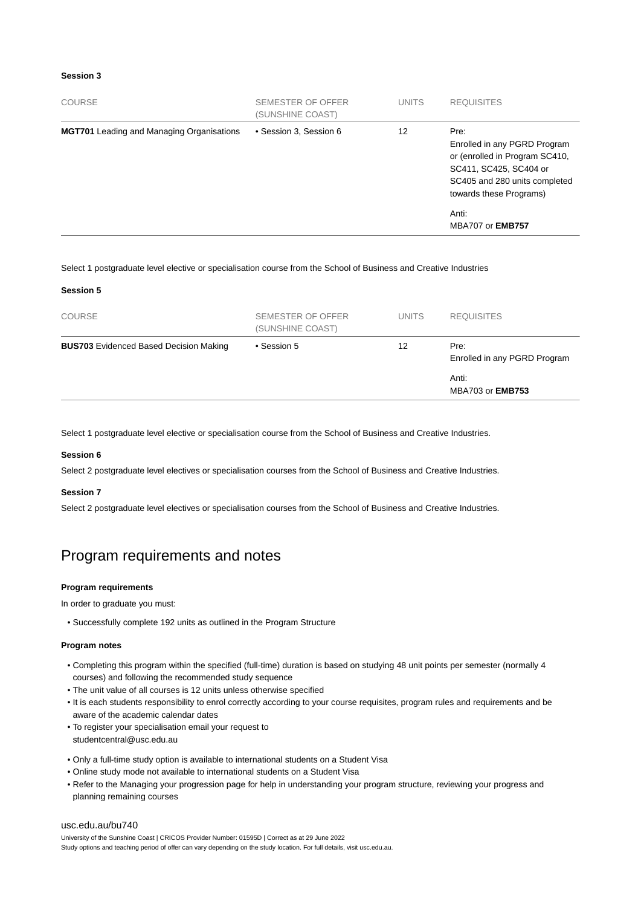**Session 3**

| COURSE | SEMESTER OF OFFER (SUNSHINE COAST) | UNITS | REQUISITES |
|---|---|---|---|
| **MGT701** Leading and Managing Organisations | • Session 3, Session 6 | 12 | Pre: Enrolled in any PGRD Program or (enrolled in Program SC410, SC411, SC425, SC404 or SC405 and 280 units completed towards these Programs) <br><br> Anti: MBA707 or **EMB757** |

Select 1 postgraduate level elective or specialisation course from the School of Business and Creative Industries

**Session 5**

| COURSE | SEMESTER OF OFFER (SUNSHINE COAST) | UNITS | REQUISITES |
|---|---|---|---|
| **BUS703** Evidenced Based Decision Making | • Session 5 | 12 | Pre: Enrolled in any PGRD Program <br><br> Anti: MBA703 or **EMB753** |

Select 1 postgraduate level elective or specialisation course from the School of Business and Creative Industries.

**Session 6**

Select 2 postgraduate level electives or specialisation courses from the School of Business and Creative Industries.

**Session 7**

Select 2 postgraduate level electives or specialisation courses from the School of Business and Creative Industries.

## Program requirements and notes

**Program requirements**

In order to graduate you must:

- Successfully complete 192 units as outlined in the Program Structure

**Program notes**

- Completing this program within the specified (full-time) duration is based on studying 48 unit points per semester (normally 4 courses) and following the recommended study sequence
- The unit value of all courses is 12 units unless otherwise specified
- It is each students responsibility to enrol correctly according to your course requisites, program rules and requirements and be aware of the academic calendar dates
- To register your specialisation email your request to studentcentral@usc.edu.au
- Only a full-time study option is available to international students on a Student Visa
- Online study mode not available to international students on a Student Visa
- Refer to the Managing your progression page for help in understanding your program structure, reviewing your progress and planning remaining courses